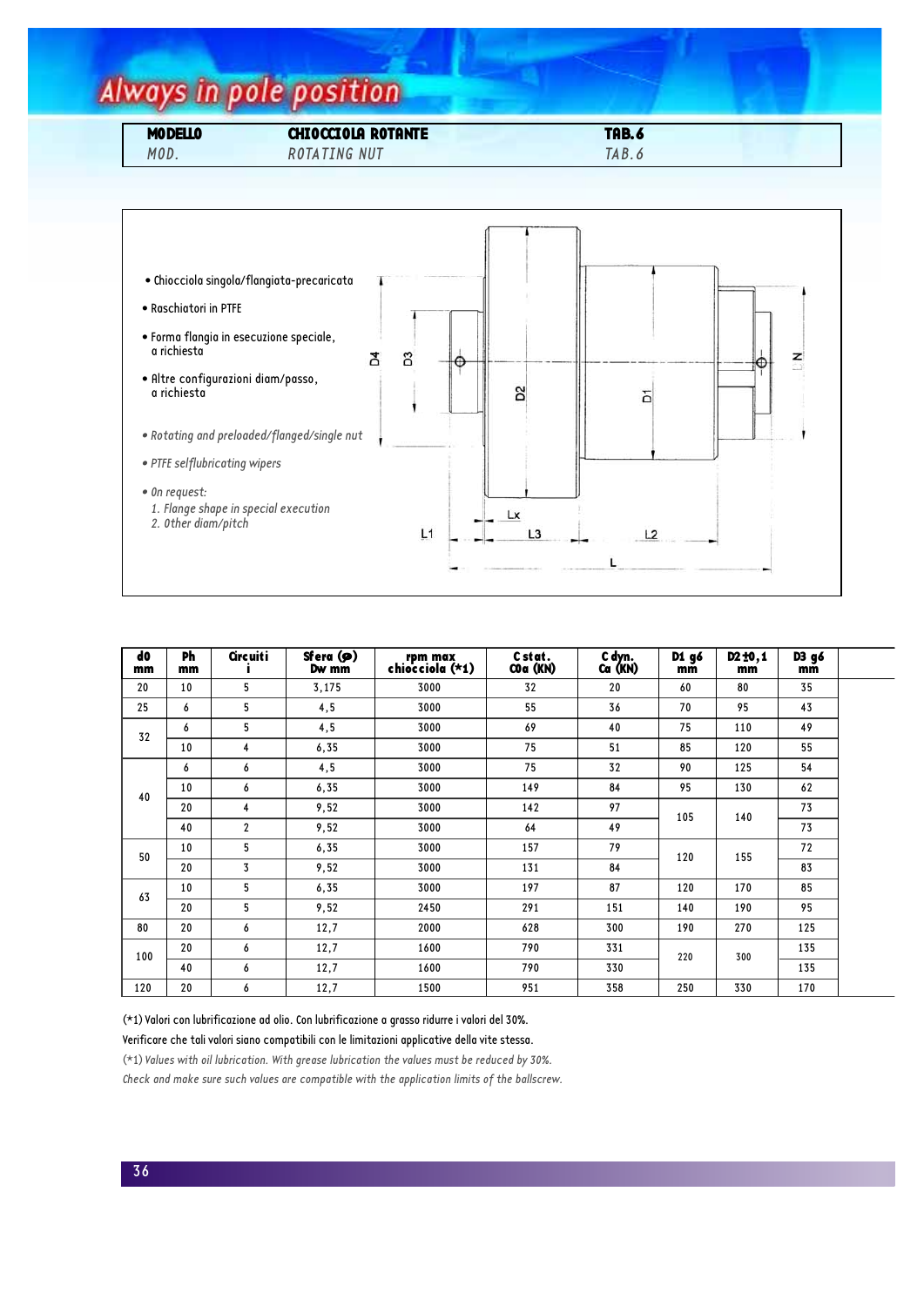| **MODELLO** | **CHIOCCIOLA ROTANTE** | **TAB. 6** |
|---|---|---|
| *MOD.* | *ROTATING NUT* | *TAB. 6* |

- Chiocciola singola/flangiata-precaricata
- Raschiatori in PTFE
- Forma flangia in esecuzione speciale, a richiesta
- Altre configurazioni diam/passo, a richiesta

- *Rotating and preloaded/flanged/single nut*
- *PTFE selflubricating wipers*
- *On request:*
  *1. Flange shape in special execution*
  *2. Other diam/pitch*

D4 D3 D2 D1 N Lx L1 L3 L2 L

| d0 mm | Ph mm | Circuiti i | Sfera (φ) Dw mm | rpm max chiocciola (*1) | C stat. C0a (KN) | C dyn. Ca (KN) | D1 g6 mm | D2 ±0,1 mm | D3 g6 mm |
|---|---|---|---|---|---|---|---|---|---|
| 20 | 10 | 5 | 3,175 | 3000 | 32 | 20 | 60 | 80 | 35 |
| 25 | 6 | 5 | 4,5 | 3000 | 55 | 36 | 70 | 95 | 43 |
| 32 | 6 | 5 | 4,5 | 3000 | 69 | 40 | 75 | 110 | 49 |
| | 10 | 4 | 6,35 | 3000 | 75 | 51 | 85 | 120 | 55 |
| 40 | 6 | 6 | 4,5 | 3000 | 75 | 32 | 90 | 125 | 54 |
| | 10 | 6 | 6,35 | 3000 | 149 | 84 | 95 | 130 | 62 |
| | 20 | 4 | 9,52 | 3000 | 142 | 97 | 105 | 140 | 73 |
| | 40 | 2 | 9,52 | 3000 | 64 | 49 | | | 73 |
| 50 | 10 | 5 | 6,35 | 3000 | 157 | 79 | 120 | 155 | 72 |
| | 20 | 3 | 9,52 | 3000 | 131 | 84 | | | 83 |
| 63 | 10 | 5 | 6,35 | 3000 | 197 | 87 | 120 | 170 | 85 |
| | 20 | 5 | 9,52 | 2450 | 291 | 151 | 140 | 190 | 95 |
| 80 | 20 | 6 | 12,7 | 2000 | 628 | 300 | 190 | 270 | 125 |
| 100 | 20 | 6 | 12,7 | 1600 | 790 | 331 | 220 | 300 | 135 |
| | 40 | 6 | 12,7 | 1600 | 790 | 330 | | | 135 |
| 120 | 20 | 6 | 12,7 | 1500 | 951 | 358 | 250 | 330 | 170 |

(*1) Valori con lubrificazione ad olio. Con lubrificazione a grasso ridurre i valori del 30%.
Verificare che tali valori siano compatibili con le limitazioni applicative della vite stessa.

*(*1) Values with oil lubrication. With grease lubrication the values must be reduced by 30%.*
*Check and make sure such values are compatible with the application limits of the ballscrew.*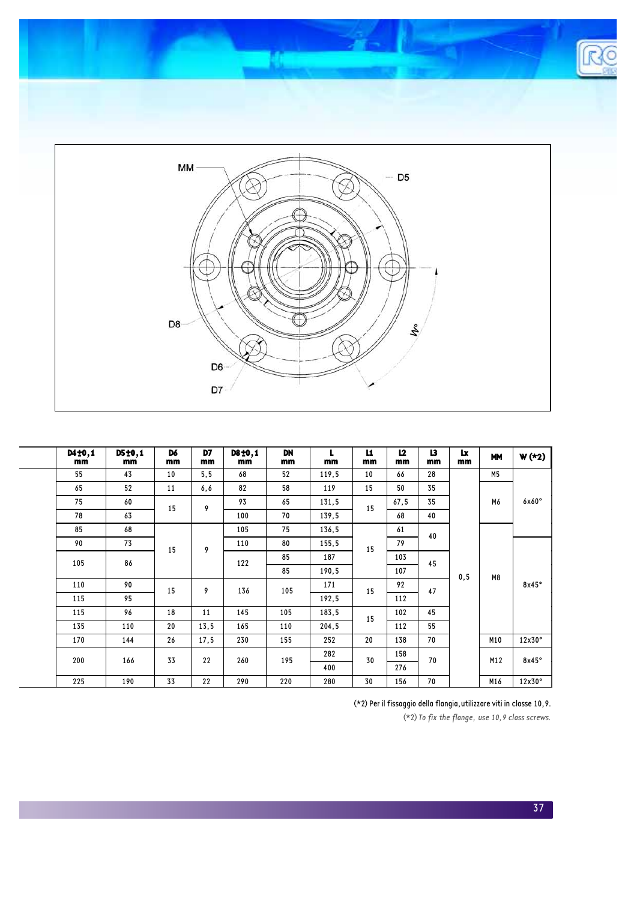MM

D5

D8

D6

D7

W°

| D4±0,1 mm | D5±0,1 mm | D6 mm | D7 mm | D8±0,1 mm | DN mm | L mm | L1 mm | L2 mm | L3 mm | Lx mm | MM | W (*2) |
|---|---|---|---|---|---|---|---|---|---|---|---|---|
| 55 | 43 | 10 | 5,5 | 68 | 52 | 119,5 | 10 | 66 | 28 | 0,5 | M5 | 6x60° |
| 65 | 52 | 11 | 6,6 | 82 | 58 | 119 | 15 | 50 | 35 | 0,5 | M6 | 6x60° |
| 75 | 60 | 15 | 9 | 93 | 65 | 131,5 | 15 | 67,5 | 35 | 0,5 | M6 | 6x60° |
| 78 | 63 | 15 | 9 | 100 | 70 | 139,5 | 15 | 68 | 40 | 0,5 | M6 | 6x60° |
| 85 | 68 | 15 | 9 | 105 | 75 | 136,5 | 15 | 61 | 40 | 0,5 | M8 | 6x60° |
| 90 | 73 | 15 | 9 | 110 | 80 | 155,5 | 15 | 79 | 40 | 0,5 | M8 | 8x45° |
| 105 | 86 | 15 | 9 | 122 | 85 | 187 | 15 | 103 | 45 | 0,5 | M8 | 8x45° |
| 105 | 86 | 15 | 9 | 122 | 85 | 190,5 | 15 | 107 | 45 | 0,5 | M8 | 8x45° |
| 110 | 90 | 15 | 9 | 136 | 105 | 171 | 15 | 92 | 47 | 0,5 | M8 | 8x45° |
| 115 | 95 | 15 | 9 | 136 | 105 | 192,5 | 15 | 112 | 47 | 0,5 | M8 | 8x45° |
| 115 | 96 | 18 | 11 | 145 | 105 | 183,5 | 15 | 102 | 45 | 0,5 | M8 | 8x45° |
| 135 | 110 | 20 | 13,5 | 165 | 110 | 204,5 | 15 | 112 | 55 | 0,5 | M8 | 8x45° |
| 170 | 144 | 26 | 17,5 | 230 | 155 | 252 | 20 | 138 | 70 | 0,5 | M10 | 12x30° |
| 200 | 166 | 33 | 22 | 260 | 195 | 282 | 30 | 158 | 70 | 0,5 | M12 | 8x45° |
| 200 | 166 | 33 | 22 | 260 | 195 | 400 | 30 | 276 | 70 | 0,5 | M12 | 8x45° |
| 225 | 190 | 33 | 22 | 290 | 220 | 280 | 30 | 156 | 70 | 0,5 | M16 | 12x30° |

(*2) Per il fissaggio della flangia, utilizzare viti in classe 10,9.

*(*2) To fix the flange, use 10,9 class screws.*